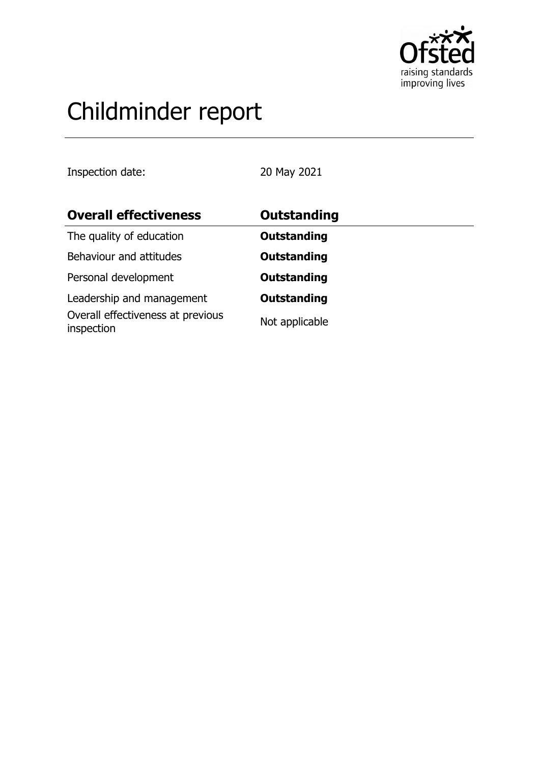# Childminder report

Inspection date: 20 May 2021

| Overall effectiveness | Outstanding |
| --- | --- |
| The quality of education | **Outstanding** |
| Behaviour and attitudes | **Outstanding** |
| Personal development | **Outstanding** |
| Leadership and management | **Outstanding** |
| Overall effectiveness at previous inspection | Not applicable |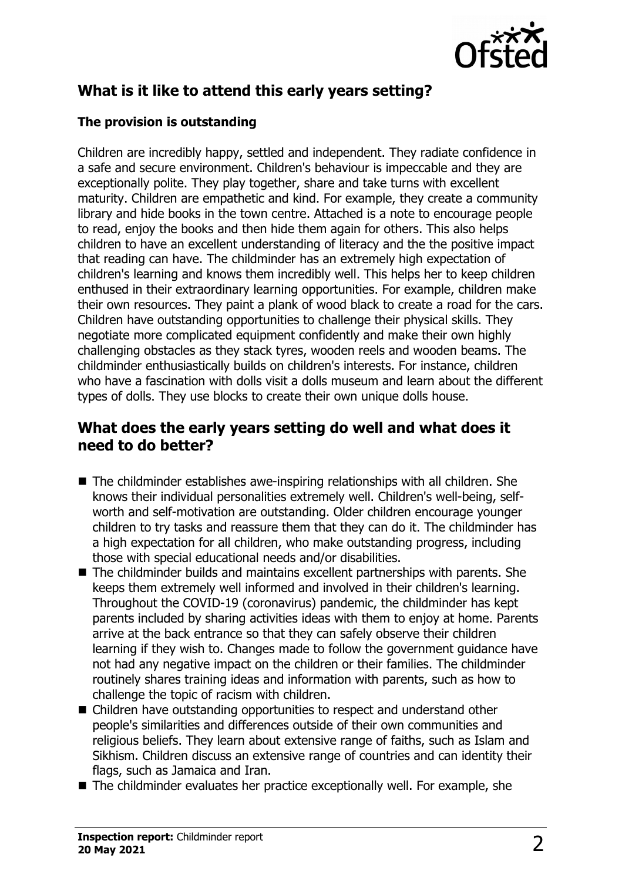## What is it like to attend this early years setting?

### The provision is outstanding

Children are incredibly happy, settled and independent. They radiate confidence in a safe and secure environment. Children's behaviour is impeccable and they are exceptionally polite. They play together, share and take turns with excellent maturity. Children are empathetic and kind. For example, they create a community library and hide books in the town centre. Attached is a note to encourage people to read, enjoy the books and then hide them again for others. This also helps children to have an excellent understanding of literacy and the the positive impact that reading can have. The childminder has an extremely high expectation of children's learning and knows them incredibly well. This helps her to keep children enthused in their extraordinary learning opportunities. For example, children make their own resources. They paint a plank of wood black to create a road for the cars. Children have outstanding opportunities to challenge their physical skills. They negotiate more complicated equipment confidently and make their own highly challenging obstacles as they stack tyres, wooden reels and wooden beams. The childminder enthusiastically builds on children's interests. For instance, children who have a fascination with dolls visit a dolls museum and learn about the different types of dolls. They use blocks to create their own unique dolls house.

## What does the early years setting do well and what does it need to do better?

- The childminder establishes awe-inspiring relationships with all children. She knows their individual personalities extremely well. Children's well-being, self-worth and self-motivation are outstanding. Older children encourage younger children to try tasks and reassure them that they can do it. The childminder has a high expectation for all children, who make outstanding progress, including those with special educational needs and/or disabilities.
- The childminder builds and maintains excellent partnerships with parents. She keeps them extremely well informed and involved in their children's learning. Throughout the COVID-19 (coronavirus) pandemic, the childminder has kept parents included by sharing activities ideas with them to enjoy at home. Parents arrive at the back entrance so that they can safely observe their children learning if they wish to. Changes made to follow the government guidance have not had any negative impact on the children or their families. The childminder routinely shares training ideas and information with parents, such as how to challenge the topic of racism with children.
- Children have outstanding opportunities to respect and understand other people's similarities and differences outside of their own communities and religious beliefs. They learn about extensive range of faiths, such as Islam and Sikhism. Children discuss an extensive range of countries and can identity their flags, such as Jamaica and Iran.
- The childminder evaluates her practice exceptionally well. For example, she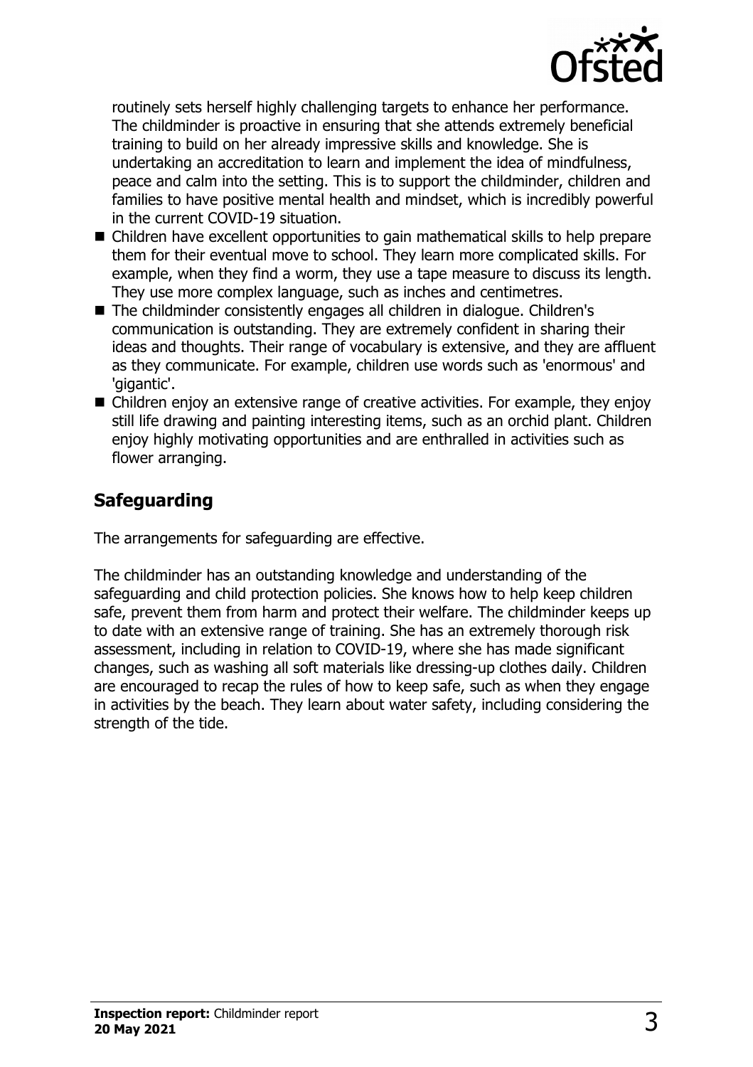routinely sets herself highly challenging targets to enhance her performance. The childminder is proactive in ensuring that she attends extremely beneficial training to build on her already impressive skills and knowledge. She is undertaking an accreditation to learn and implement the idea of mindfulness, peace and calm into the setting. This is to support the childminder, children and families to have positive mental health and mindset, which is incredibly powerful in the current COVID-19 situation.

- Children have excellent opportunities to gain mathematical skills to help prepare them for their eventual move to school. They learn more complicated skills. For example, when they find a worm, they use a tape measure to discuss its length. They use more complex language, such as inches and centimetres.
- The childminder consistently engages all children in dialogue. Children's communication is outstanding. They are extremely confident in sharing their ideas and thoughts. Their range of vocabulary is extensive, and they are affluent as they communicate. For example, children use words such as 'enormous' and 'gigantic'.
- Children enjoy an extensive range of creative activities. For example, they enjoy still life drawing and painting interesting items, such as an orchid plant. Children enjoy highly motivating opportunities and are enthralled in activities such as flower arranging.

## Safeguarding

The arrangements for safeguarding are effective.

The childminder has an outstanding knowledge and understanding of the safeguarding and child protection policies. She knows how to help keep children safe, prevent them from harm and protect their welfare. The childminder keeps up to date with an extensive range of training. She has an extremely thorough risk assessment, including in relation to COVID-19, where she has made significant changes, such as washing all soft materials like dressing-up clothes daily. Children are encouraged to recap the rules of how to keep safe, such as when they engage in activities by the beach. They learn about water safety, including considering the strength of the tide.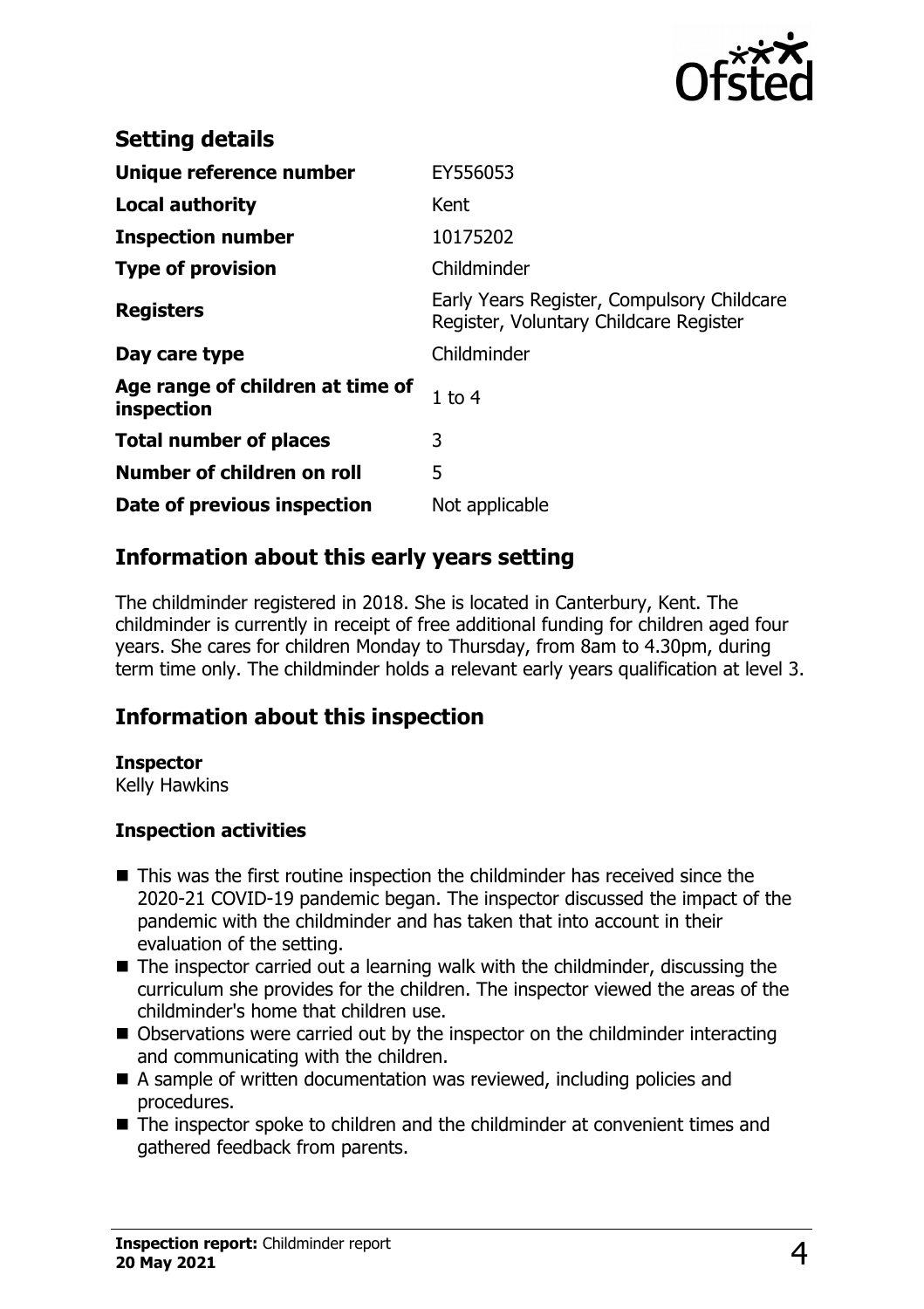## Setting details

| | |
|---|---|
| **Unique reference number** | EY556053 |
| **Local authority** | Kent |
| **Inspection number** | 10175202 |
| **Type of provision** | Childminder |
| **Registers** | Early Years Register, Compulsory Childcare Register, Voluntary Childcare Register |
| **Day care type** | Childminder |
| **Age range of children at time of inspection** | 1 to 4 |
| **Total number of places** | 3 |
| **Number of children on roll** | 5 |
| **Date of previous inspection** | Not applicable |

## Information about this early years setting

The childminder registered in 2018. She is located in Canterbury, Kent. The childminder is currently in receipt of free additional funding for children aged four years. She cares for children Monday to Thursday, from 8am to 4.30pm, during term time only. The childminder holds a relevant early years qualification at level 3.

## Information about this inspection

**Inspector**
Kelly Hawkins

**Inspection activities**

- This was the first routine inspection the childminder has received since the 2020-21 COVID-19 pandemic began. The inspector discussed the impact of the pandemic with the childminder and has taken that into account in their evaluation of the setting.
- The inspector carried out a learning walk with the childminder, discussing the curriculum she provides for the children. The inspector viewed the areas of the childminder's home that children use.
- Observations were carried out by the inspector on the childminder interacting and communicating with the children.
- A sample of written documentation was reviewed, including policies and procedures.
- The inspector spoke to children and the childminder at convenient times and gathered feedback from parents.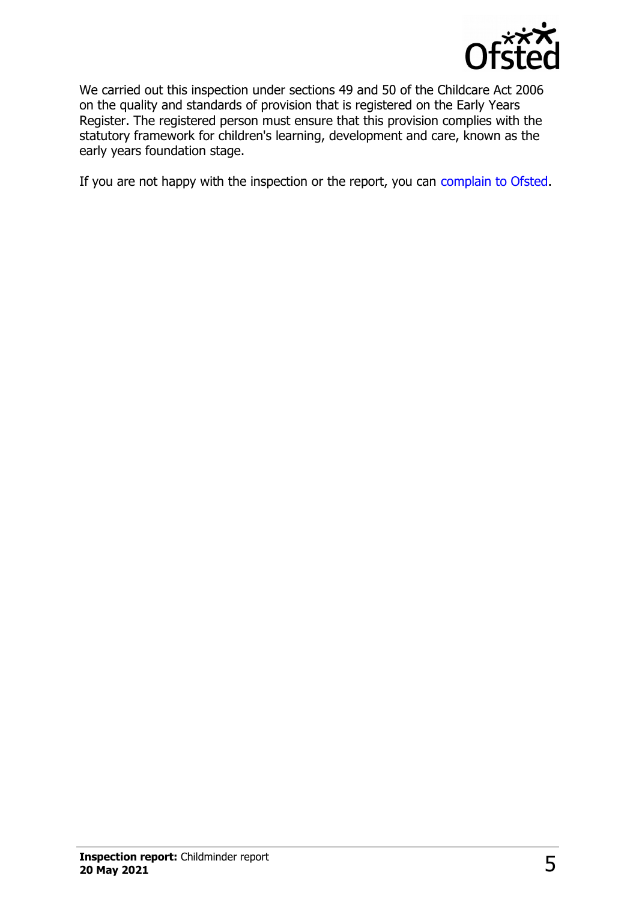We carried out this inspection under sections 49 and 50 of the Childcare Act 2006 on the quality and standards of provision that is registered on the Early Years Register. The registered person must ensure that this provision complies with the statutory framework for children's learning, development and care, known as the early years foundation stage.

If you are not happy with the inspection or the report, you can complain to Ofsted.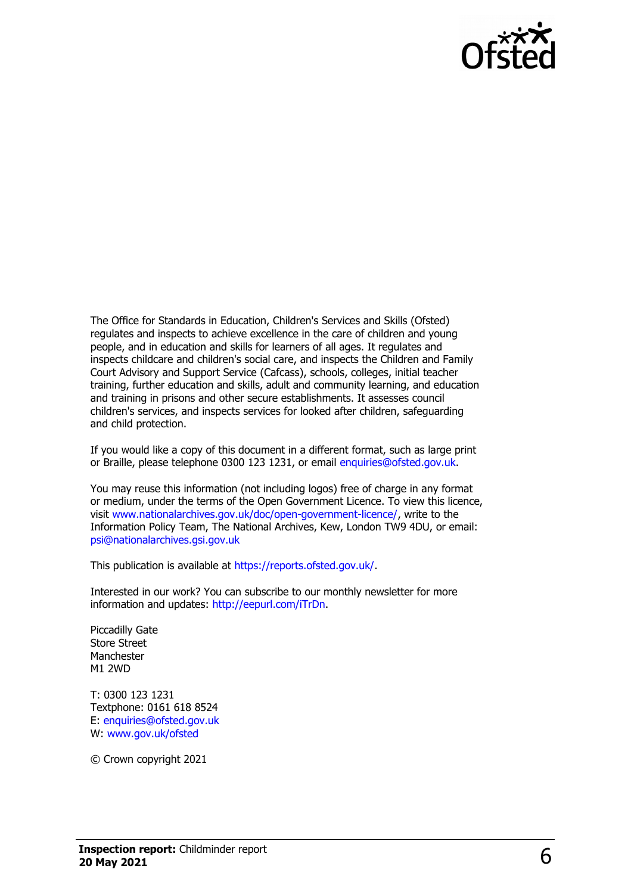The Office for Standards in Education, Children's Services and Skills (Ofsted) regulates and inspects to achieve excellence in the care of children and young people, and in education and skills for learners of all ages. It regulates and inspects childcare and children's social care, and inspects the Children and Family Court Advisory and Support Service (Cafcass), schools, colleges, initial teacher training, further education and skills, adult and community learning, and education and training in prisons and other secure establishments. It assesses council children's services, and inspects services for looked after children, safeguarding and child protection.

If you would like a copy of this document in a different format, such as large print or Braille, please telephone 0300 123 1231, or email enquiries@ofsted.gov.uk.

You may reuse this information (not including logos) free of charge in any format or medium, under the terms of the Open Government Licence. To view this licence, visit www.nationalarchives.gov.uk/doc/open-government-licence/, write to the Information Policy Team, The National Archives, Kew, London TW9 4DU, or email: psi@nationalarchives.gsi.gov.uk

This publication is available at https://reports.ofsted.gov.uk/.

Interested in our work? You can subscribe to our monthly newsletter for more information and updates: http://eepurl.com/iTrDn.

Piccadilly Gate
Store Street
Manchester
M1 2WD

T: 0300 123 1231
Textphone: 0161 618 8524
E: enquiries@ofsted.gov.uk
W: www.gov.uk/ofsted

© Crown copyright 2021